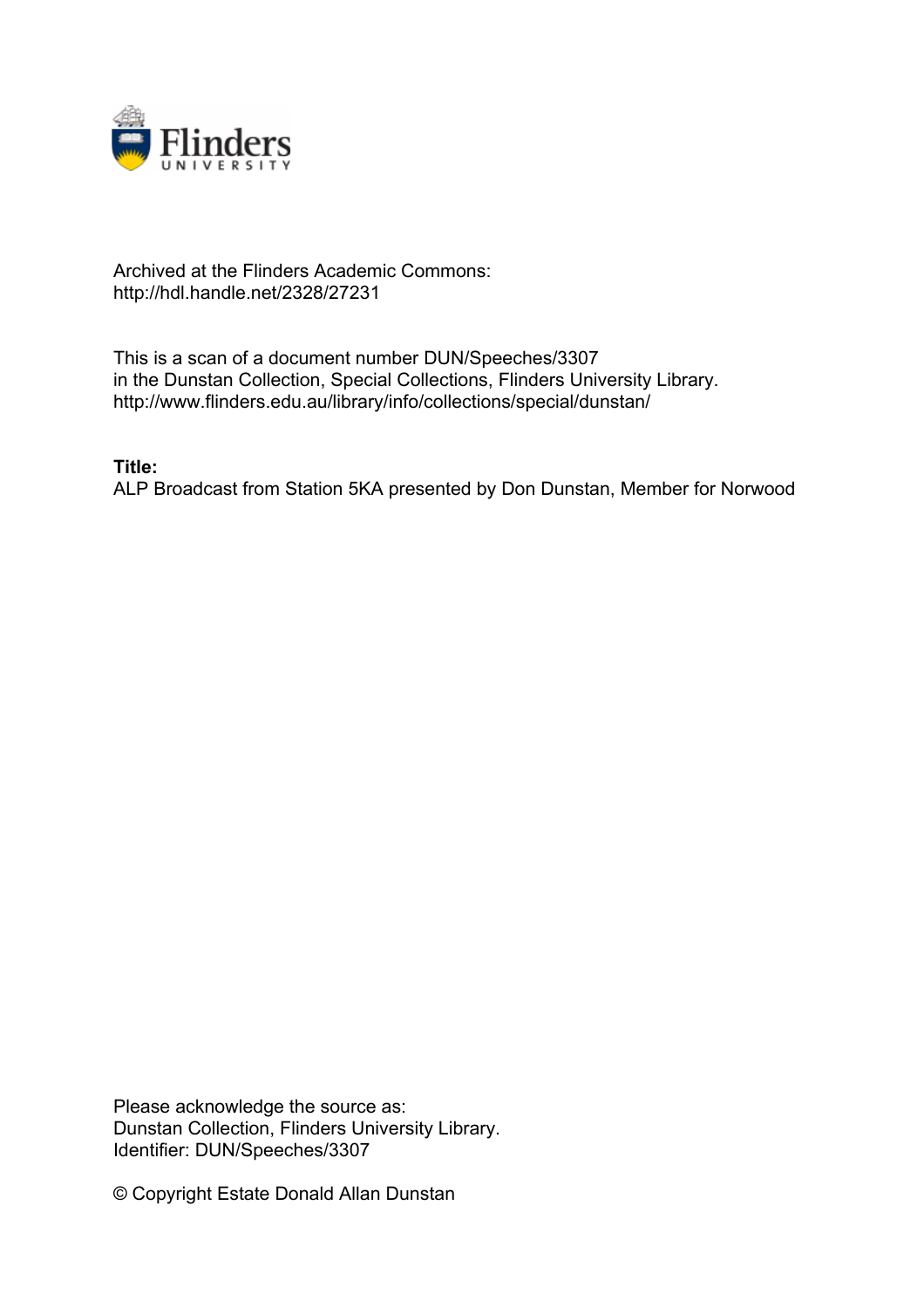Archived at the Flinders Academic Commons:
http://hdl.handle.net/2328/27231

This is a scan of a document number DUN/Speeches/3307
in the Dunstan Collection, Special Collections, Flinders University Library.
http://www.flinders.edu.au/library/info/collections/special/dunstan/

**Title:**
ALP Broadcast from Station 5KA presented by Don Dunstan, Member for Norwood

Please acknowledge the source as:
Dunstan Collection, Flinders University Library.
Identifier: DUN/Speeches/3307

© Copyright Estate Donald Allan Dunstan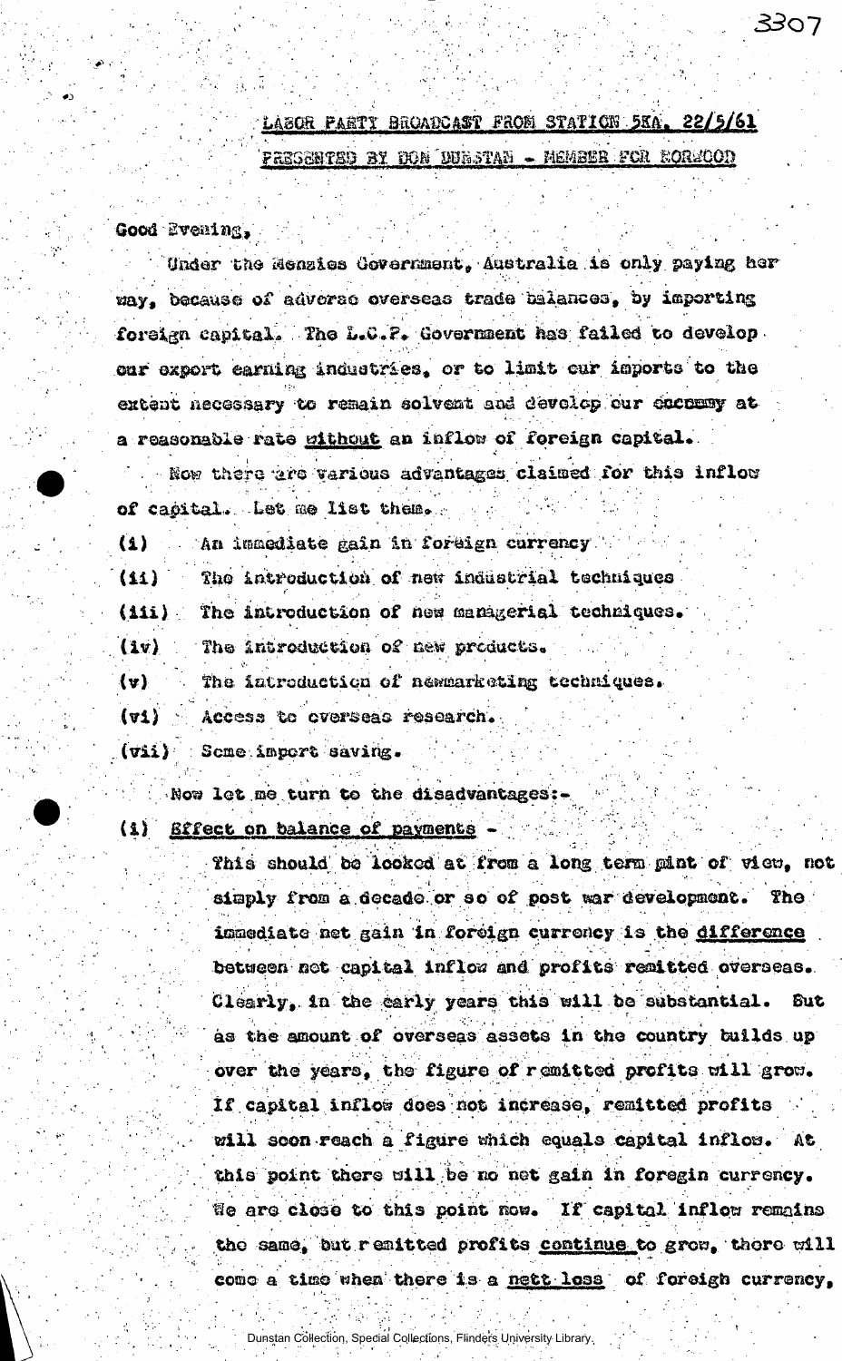LABOR PARTY BROADCAST FROM STATION 5KA, 22/5/61

PRESENTED BY DON DUNSTAN - MEMBER FOR NORWOOD

Good Evening,

Under the Menzies Government, Australia is only paying her way, because of adverse overseas trade balances, by importing foreign capital. The L.C.P. Government has failed to develop our export earning industries, or to limit our imports to the extent necessary to remain solvent and develop our economy at a reasonable rate _without_ an inflow of foreign capital.

Now there are various advantages claimed for this inflow of capital. Let me list them.

(i) An immediate gain in foreign currency

(ii) The introduction of new industrial techniques

(iii) The introduction of new managerial techniques.

(iv) The introduction of new products.

(v) The introduction of newmarketing techniques.

(vi) Access to overseas research.

(vii) Some import saving.

Now let me turn to the disadvantages:-

(i) _Effect on balance of payments_ -

This should be looked at from a long term pint of view, not simply from a decade or so of post war development. The immediate net gain in foreign currency is the _difference_ between net capital inflow and profits remitted overseas. Clearly, in the early years this will be substantial. But as the amount of overseas assets in the country builds up over the years, the figure of remitted profits will grow. If capital inflow does not increase, remitted profits will soon reach a figure which equals capital inflow. At this point there will be no net gain in foregin currency. We are close to this point now. If capital inflow remains the same, but remitted profits _continue_ to grow, there will come a time when there is a _nett loss_ of foreigh currency,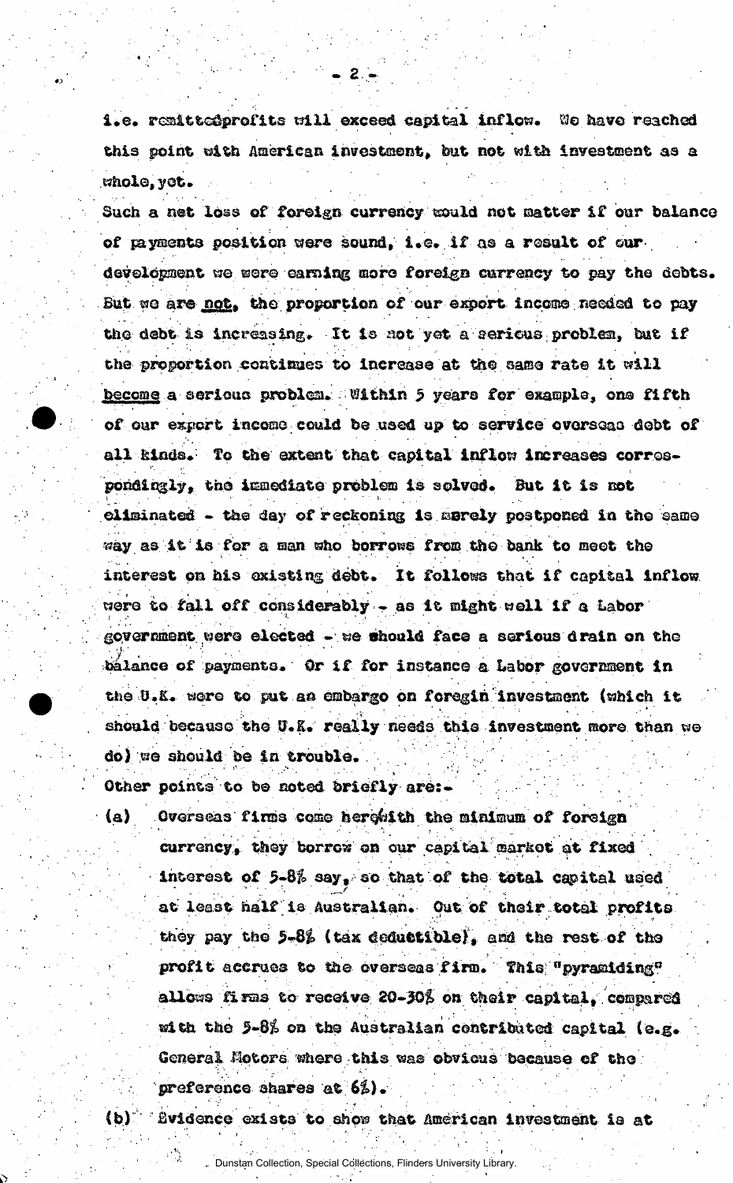i.e. remitted profits will exceed capital inflow. We have reached this point with American investment, but not with investment as a whole, yet.

Such a net loss of foreign currency would not matter if our balance of payments position were sound, i.e. if as a result of our development we were earning more foreign currency to pay the debts. But we are <u>not</u>, the proportion of our export income needed to pay the debt is increasing. It is not yet a serious problem, but if the proportion continues to increase at the same rate it will <u>become</u> a serious problem. Within 5 years for example, one fifth of our export income could be used up to service overseas debt of all kinds. To the extent that capital inflow increases correspondingly, the immediate problem is solved. But it is not eliminated - the day of reckoning is merely postponed in the same way as it is for a man who borrows from the bank to meet the interest on his existing debt. It follows that if capital inflow were to fall off considerably - as it might well if a Labor government were elected - we should face a serious drain on the balance of payments. Or if for instance a Labor government in the U.K. were to put an embargo on foregin investment (which it should because the U.K. really needs this investment more than we do) we should be in trouble.

Other points to be noted briefly are:-

(a) Overseas firms come here with the minimum of foreign currency, they borrow on our capital market at fixed interest of 5-8% say, so that of the total capital used at least half is Australian. Out of their total profits they pay the 5-8% (tax deductible), and the rest of the profit accrues to the overseas firm. This "pyramiding" allows firms to receive 20-30% on their capital, compared with the 5-8% on the Australian contributed capital (e.g. General Motors where this was obvious because of the preference shares at 6%).

(b) Evidence exists to show that American investment is at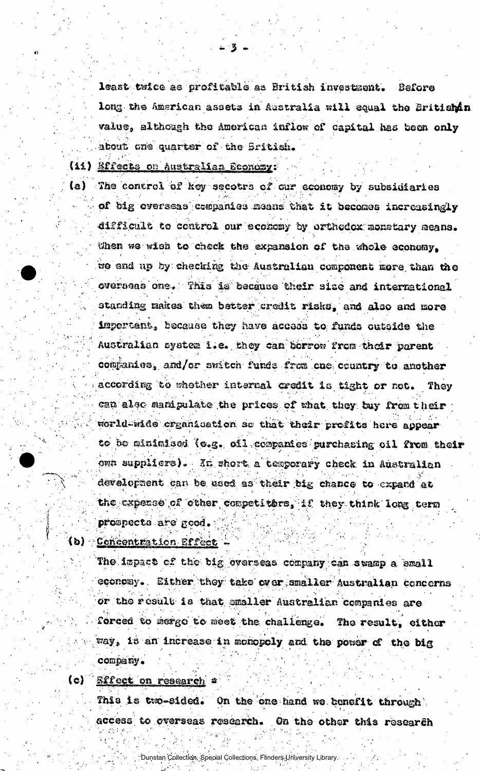least twice as profitable as British investment. Before long the American assets in Australia will equal the British in value, although the American inflow of capital has been only about one quarter of the British.

(ii) Effects on Australian Economy:

(a) The control of key secotrs of our economy by subsidiaries of big overseas companies means that it becomes increasingly difficult to control our economy by orthodox monetary means. When we wish to check the expansion of the whole economy, we end up by checking the Australian component more than the overseas one. This is because their size and international standing makes them better credit risks, and also and more important, because they have access to funds outside the Australian system i.e. they can borrow from their parent companies, and/or switch funds from one country to another according to whether internal credit is tight or not. They can also manipulate the prices of what they buy from their world-wide organisation so that their profits here appear to be minimised (e.g. oil companies purchasing oil from their own suppliers). In short a temporary check in Australian development can be used as their big chance to expand at the expense of other competitors, if they think long term prospects are good.

(b) Concentration Effect -

The impact of the big overseas company can swamp a small economy. Either they take over smaller Australian concerns or the result is that smaller Australian companies are forced to merge to meet the challenge. The result, either way, is an increase in monopoly and the power of the big company.

(c) Effect on research -

This is two-sided. On the one hand we benefit through access to overseas research. On the other this research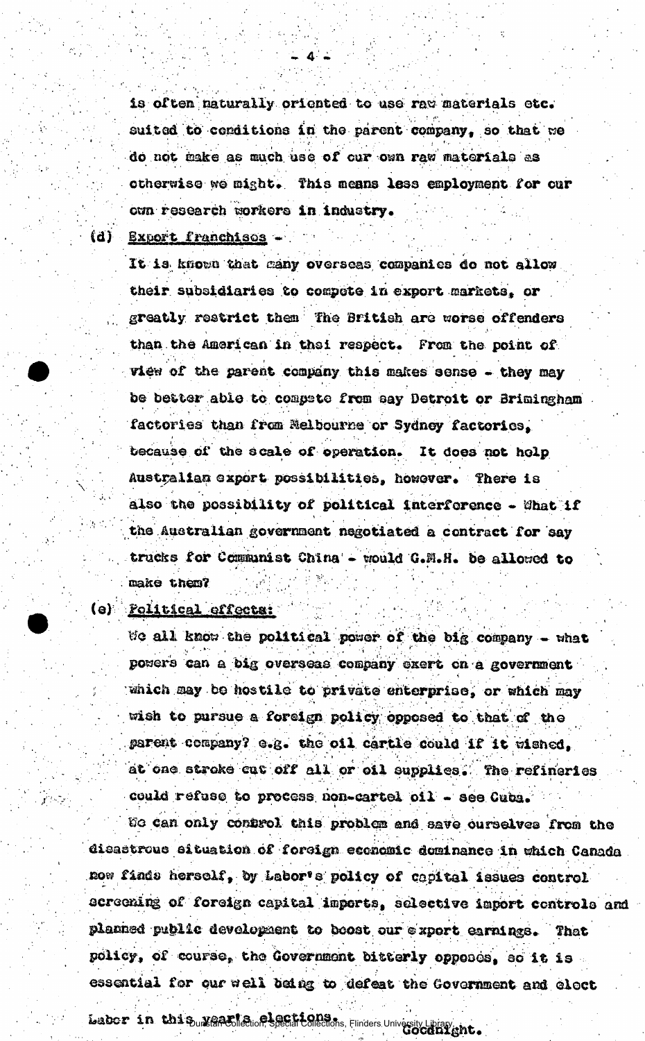is often naturally oriented to use raw materials etc. suited to conditions in the parent company, so that we do not make as much use of our own raw materials as otherwise we might. This means less employment for our own research workers in industry.

(d) Export franchises -

It is known that many overseas companies do not allow their subsidiaries to compete in export markets, or greatly restrict them The British are worse offenders than the American in thei respect. From the point of view of the parent company this makes sense - they may be better able to compete from say Detroit or Brimingham factories than from Melbourne or Sydney factories, because of the scale of operation. It does not help Australian export possibilities, however. There is also the possibility of political interference - What if the Australian government negotiated a contract for say trucks for Communist China - would G.M.H. be allowed to make them?

(e) Political effects:

We all know the political power of the big company - what powers can a big overseas company exert on a government which may be hostile to private enterprise, or which may wish to pursue a foreign policy opposed to that of the parent company? e.g. the oil cartle could if it wished, at one stroke cut off all or oil supplies. The refineries could refuse to process non-cartel oil - see Cuba.

We can only control this problem and save ourselves from the disastrous situation of foreign economic dominance in which Canada now finds herself, by Labor's policy of capital issues control screening of foreign capital imports, selective import controls and planned public development to boost our export earnings. That policy, of course, the Government bitterly opposes, so it is essential for our well being to defeat the Government and elect Labor in this year's elections.

Goodnight.